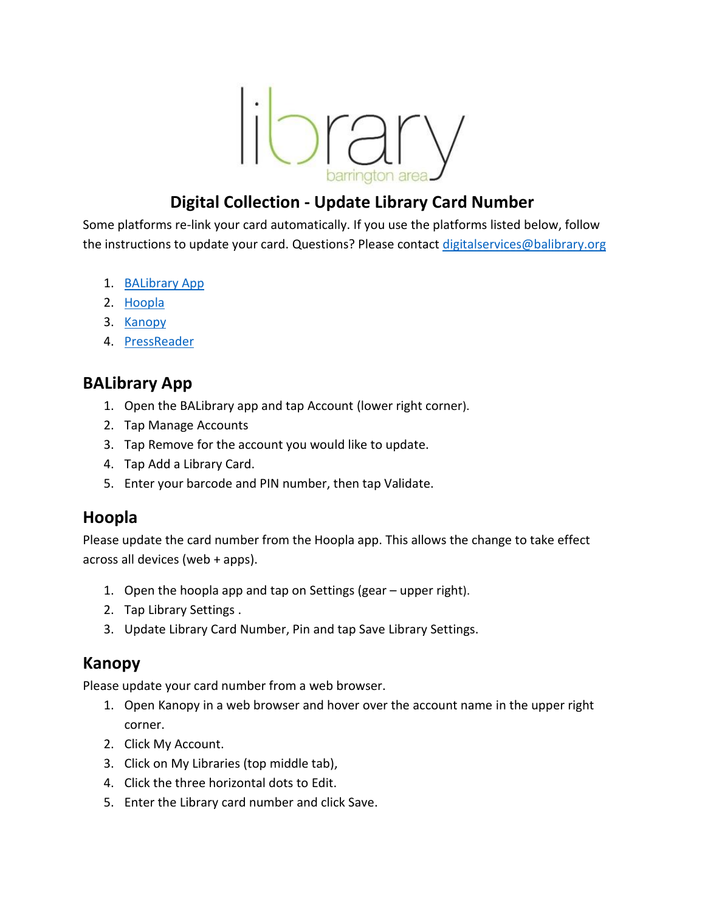# Digital Collection - Update Library Card Number

Some platforms re-link your card automatically. If you use the platforms listed below, follow the instructions to update your card. Questions? Please contact digitalservices@balibrary.org

1. BALibrary App
2. Hoopla
3. Kanopy
4. PressReader

## BALibrary App

1. Open the BALibrary app and tap Account (lower right corner).
2. Tap Manage Accounts
3. Tap Remove for the account you would like to update.
4. Tap Add a Library Card.
5. Enter your barcode and PIN number, then tap Validate.

## Hoopla

Please update the card number from the Hoopla app. This allows the change to take effect across all devices (web + apps).

1. Open the hoopla app and tap on Settings (gear – upper right).
2. Tap Library Settings .
3. Update Library Card Number, Pin and tap Save Library Settings.

## Kanopy

Please update your card number from a web browser.

1. Open Kanopy in a web browser and hover over the account name in the upper right corner.
2. Click My Account.
3. Click on My Libraries (top middle tab),
4. Click the three horizontal dots to Edit.
5. Enter the Library card number and click Save.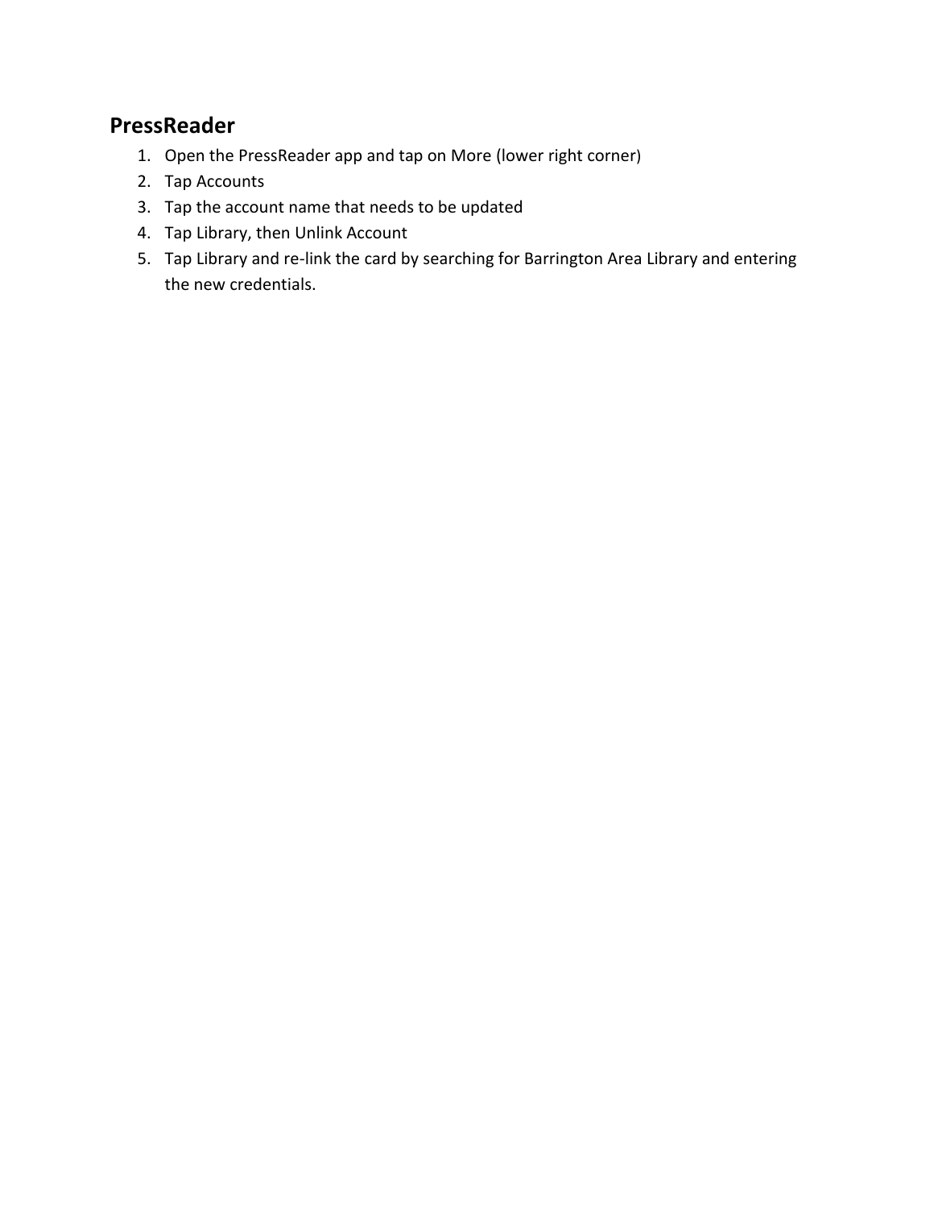## PressReader

1. Open the PressReader app and tap on More (lower right corner)
2. Tap Accounts
3. Tap the account name that needs to be updated
4. Tap Library, then Unlink Account
5. Tap Library and re-link the card by searching for Barrington Area Library and entering the new credentials.